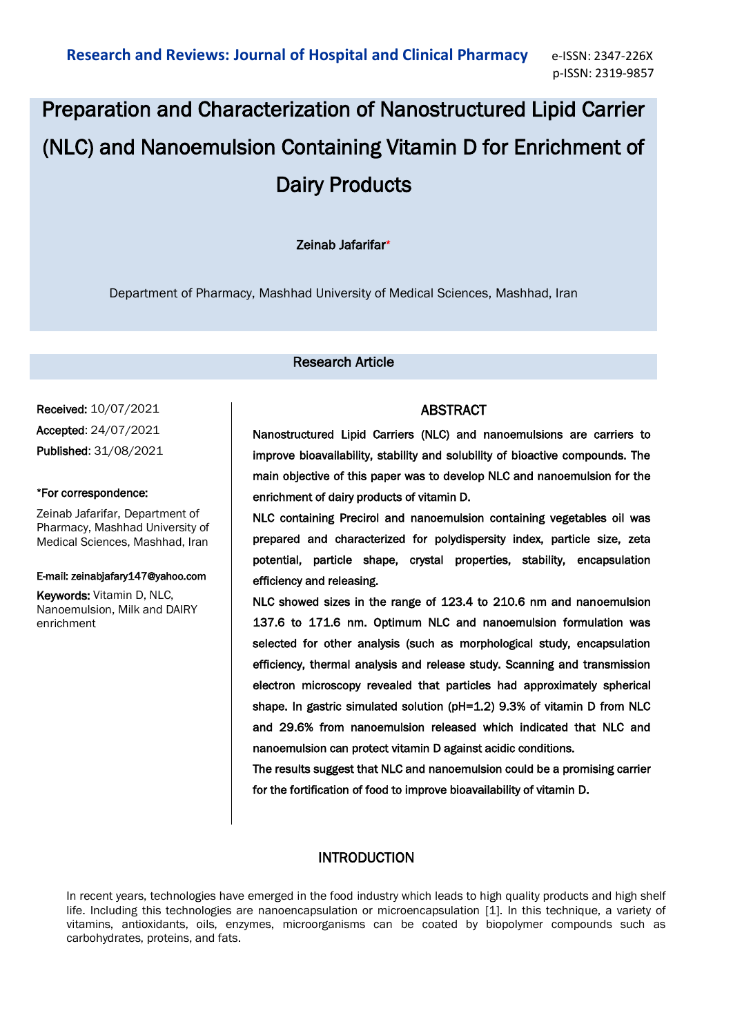Research and Reviews: Journal of Hospital and Clinical Pharmacy

e-ISSN: 2347-226X
p-ISSN: 2319-9857

# Preparation and Characterization of Nanostructured Lipid Carrier (NLC) and Nanoemulsion Containing Vitamin D for Enrichment of Dairy Products

Zeinab Jafarifar*

Department of Pharmacy, Mashhad University of Medical Sciences, Mashhad, Iran

Research Article

**Received:** 10/07/2021
**Accepted**: 24/07/2021
**Published**: 31/08/2021

**\*For correspondence:**

Zeinab Jafarifar, Department of Pharmacy, Mashhad University of Medical Sciences, Mashhad, Iran

**E-mail: zeinabjafary147@yahoo.com**

**Keywords:** Vitamin D, NLC, Nanoemulsion, Milk and DAIRY enrichment

## ABSTRACT

**Nanostructured Lipid Carriers (NLC) and nanoemulsions are carriers to improve bioavailability, stability and solubility of bioactive compounds. The main objective of this paper was to develop NLC and nanoemulsion for the enrichment of dairy products of vitamin D.**

**NLC containing Precirol and nanoemulsion containing vegetables oil was prepared and characterized for polydispersity index, particle size, zeta potential, particle shape, crystal properties, stability, encapsulation efficiency and releasing.**

**NLC showed sizes in the range of 123.4 to 210.6 nm and nanoemulsion 137.6 to 171.6 nm. Optimum NLC and nanoemulsion formulation was selected for other analysis (such as morphological study, encapsulation efficiency, thermal analysis and release study. Scanning and transmission electron microscopy revealed that particles had approximately spherical shape. In gastric simulated solution (pH=1.2) 9.3% of vitamin D from NLC and 29.6% from nanoemulsion released which indicated that NLC and nanoemulsion can protect vitamin D against acidic conditions.**

**The results suggest that NLC and nanoemulsion could be a promising carrier for the fortification of food to improve bioavailability of vitamin D.**

## INTRODUCTION

In recent years, technologies have emerged in the food industry which leads to high quality products and high shelf life. Including this technologies are nanoencapsulation or microencapsulation [1]. In this technique, a variety of vitamins, antioxidants, oils, enzymes, microorganisms can be coated by biopolymer compounds such as carbohydrates, proteins, and fats.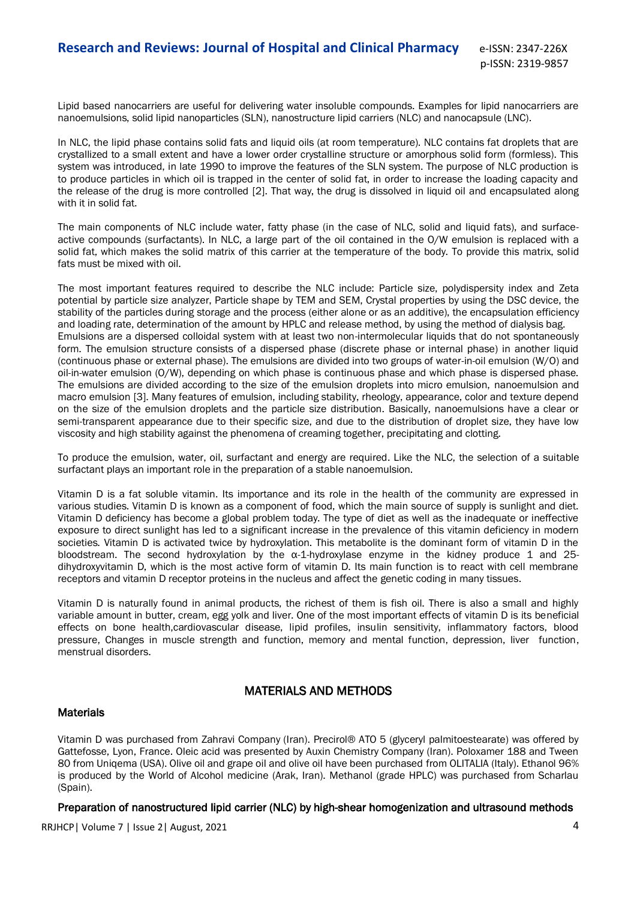Lipid based nanocarriers are useful for delivering water insoluble compounds. Examples for lipid nanocarriers are nanoemulsions, solid lipid nanoparticles (SLN), nanostructure lipid carriers (NLC) and nanocapsule (LNC).

In NLC, the lipid phase contains solid fats and liquid oils (at room temperature). NLC contains fat droplets that are crystallized to a small extent and have a lower order crystalline structure or amorphous solid form (formless). This system was introduced, in late 1990 to improve the features of the SLN system. The purpose of NLC production is to produce particles in which oil is trapped in the center of solid fat, in order to increase the loading capacity and the release of the drug is more controlled [2]. That way, the drug is dissolved in liquid oil and encapsulated along with it in solid fat.

The main components of NLC include water, fatty phase (in the case of NLC, solid and liquid fats), and surface-active compounds (surfactants). In NLC, a large part of the oil contained in the O/W emulsion is replaced with a solid fat, which makes the solid matrix of this carrier at the temperature of the body. To provide this matrix, solid fats must be mixed with oil.

The most important features required to describe the NLC include: Particle size, polydispersity index and Zeta potential by particle size analyzer, Particle shape by TEM and SEM, Crystal properties by using the DSC device, the stability of the particles during storage and the process (either alone or as an additive), the encapsulation efficiency and loading rate, determination of the amount by HPLC and release method, by using the method of dialysis bag.
Emulsions are a dispersed colloidal system with at least two non-intermolecular liquids that do not spontaneously form. The emulsion structure consists of a dispersed phase (discrete phase or internal phase) in another liquid (continuous phase or external phase). The emulsions are divided into two groups of water-in-oil emulsion (W/O) and oil-in-water emulsion (O/W), depending on which phase is continuous phase and which phase is dispersed phase. The emulsions are divided according to the size of the emulsion droplets into micro emulsion, nanoemulsion and macro emulsion [3]. Many features of emulsion, including stability, rheology, appearance, color and texture depend on the size of the emulsion droplets and the particle size distribution. Basically, nanoemulsions have a clear or semi-transparent appearance due to their specific size, and due to the distribution of droplet size, they have low viscosity and high stability against the phenomena of creaming together, precipitating and clotting.

To produce the emulsion, water, oil, surfactant and energy are required. Like the NLC, the selection of a suitable surfactant plays an important role in the preparation of a stable nanoemulsion.

Vitamin D is a fat soluble vitamin. Its importance and its role in the health of the community are expressed in various studies. Vitamin D is known as a component of food, which the main source of supply is sunlight and diet. Vitamin D deficiency has become a global problem today. The type of diet as well as the inadequate or ineffective exposure to direct sunlight has led to a significant increase in the prevalence of this vitamin deficiency in modern societies. Vitamin D is activated twice by hydroxylation. This metabolite is the dominant form of vitamin D in the bloodstream. The second hydroxylation by the α-1-hydroxylase enzyme in the kidney produce 1 and 25-dihydroxyvitamin D, which is the most active form of vitamin D. Its main function is to react with cell membrane receptors and vitamin D receptor proteins in the nucleus and affect the genetic coding in many tissues.

Vitamin D is naturally found in animal products, the richest of them is fish oil. There is also a small and highly variable amount in butter, cream, egg yolk and liver. One of the most important effects of vitamin D is its beneficial effects on bone health,cardiovascular disease, lipid profiles, insulin sensitivity, inflammatory factors, blood pressure, Changes in muscle strength and function, memory and mental function, depression, liver function, menstrual disorders.

## MATERIALS AND METHODS

### Materials

Vitamin D was purchased from Zahravi Company (Iran). Precirol® ATO 5 (glyceryl palmitoestearate) was offered by Gattefosse, Lyon, France. Oleic acid was presented by Auxin Chemistry Company (Iran). Poloxamer 188 and Tween 80 from Uniqema (USA). Olive oil and grape oil and olive oil have been purchased from OLITALIA (Italy). Ethanol 96% is produced by the World of Alcohol medicine (Arak, Iran). Methanol (grade HPLC) was purchased from Scharlau (Spain).

### Preparation of nanostructured lipid carrier (NLC) by high-shear homogenization and ultrasound methods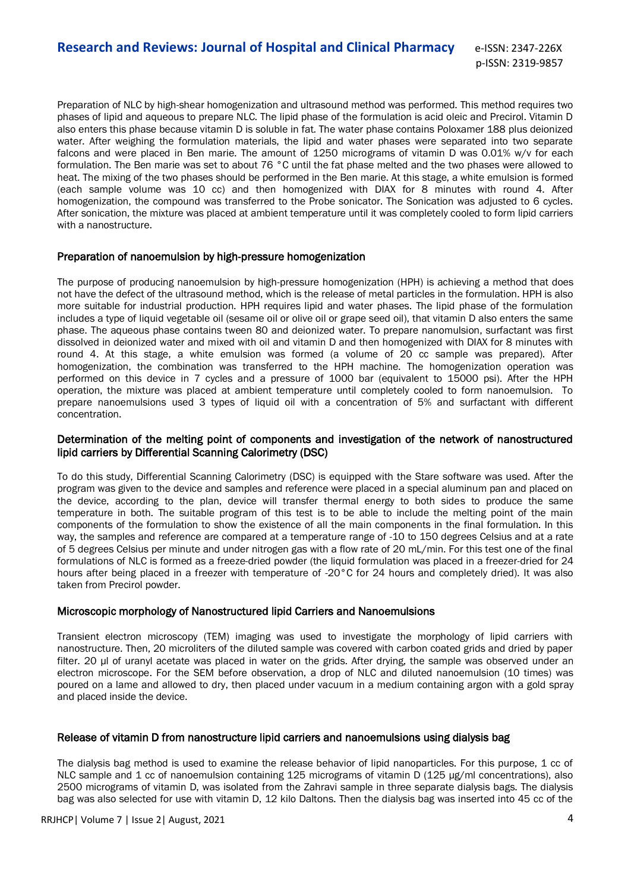Preparation of NLC by high-shear homogenization and ultrasound method was performed. This method requires two phases of lipid and aqueous to prepare NLC. The lipid phase of the formulation is acid oleic and Precirol. Vitamin D also enters this phase because vitamin D is soluble in fat. The water phase contains Poloxamer 188 plus deionized water. After weighing the formulation materials, the lipid and water phases were separated into two separate falcons and were placed in Ben marie. The amount of 1250 micrograms of vitamin D was 0.01% w/v for each formulation. The Ben marie was set to about 76 °C until the fat phase melted and the two phases were allowed to heat. The mixing of the two phases should be performed in the Ben marie. At this stage, a white emulsion is formed (each sample volume was 10 cc) and then homogenized with DIAX for 8 minutes with round 4. After homogenization, the compound was transferred to the Probe sonicator. The Sonication was adjusted to 6 cycles. After sonication, the mixture was placed at ambient temperature until it was completely cooled to form lipid carriers with a nanostructure.

### Preparation of nanoemulsion by high-pressure homogenization

The purpose of producing nanoemulsion by high-pressure homogenization (HPH) is achieving a method that does not have the defect of the ultrasound method, which is the release of metal particles in the formulation. HPH is also more suitable for industrial production. HPH requires lipid and water phases. The lipid phase of the formulation includes a type of liquid vegetable oil (sesame oil or olive oil or grape seed oil), that vitamin D also enters the same phase. The aqueous phase contains tween 80 and deionized water. To prepare nanomulsion, surfactant was first dissolved in deionized water and mixed with oil and vitamin D and then homogenized with DIAX for 8 minutes with round 4. At this stage, a white emulsion was formed (a volume of 20 cc sample was prepared). After homogenization, the combination was transferred to the HPH machine. The homogenization operation was performed on this device in 7 cycles and a pressure of 1000 bar (equivalent to 15000 psi). After the HPH operation, the mixture was placed at ambient temperature until completely cooled to form nanoemulsion. To prepare nanoemulsions used 3 types of liquid oil with a concentration of 5% and surfactant with different concentration.

### Determination of the melting point of components and investigation of the network of nanostructured lipid carriers by Differential Scanning Calorimetry (DSC)

To do this study, Differential Scanning Calorimetry (DSC) is equipped with the Stare software was used. After the program was given to the device and samples and reference were placed in a special aluminum pan and placed on the device, according to the plan, device will transfer thermal energy to both sides to produce the same temperature in both. The suitable program of this test is to be able to include the melting point of the main components of the formulation to show the existence of all the main components in the final formulation. In this way, the samples and reference are compared at a temperature range of -10 to 150 degrees Celsius and at a rate of 5 degrees Celsius per minute and under nitrogen gas with a flow rate of 20 mL/min. For this test one of the final formulations of NLC is formed as a freeze-dried powder (the liquid formulation was placed in a freezer-dried for 24 hours after being placed in a freezer with temperature of -20°C for 24 hours and completely dried). It was also taken from Precirol powder.

### Microscopic morphology of Nanostructured lipid Carriers and Nanoemulsions

Transient electron microscopy (TEM) imaging was used to investigate the morphology of lipid carriers with nanostructure. Then, 20 microliters of the diluted sample was covered with carbon coated grids and dried by paper filter. 20 μl of uranyl acetate was placed in water on the grids. After drying, the sample was observed under an electron microscope. For the SEM before observation, a drop of NLC and diluted nanoemulsion (10 times) was poured on a lame and allowed to dry, then placed under vacuum in a medium containing argon with a gold spray and placed inside the device.

### Release of vitamin D from nanostructure lipid carriers and nanoemulsions using dialysis bag

The dialysis bag method is used to examine the release behavior of lipid nanoparticles. For this purpose, 1 cc of NLC sample and 1 cc of nanoemulsion containing 125 micrograms of vitamin D (125 μg/ml concentrations), also 2500 micrograms of vitamin D, was isolated from the Zahravi sample in three separate dialysis bags. The dialysis bag was also selected for use with vitamin D, 12 kilo Daltons. Then the dialysis bag was inserted into 45 cc of the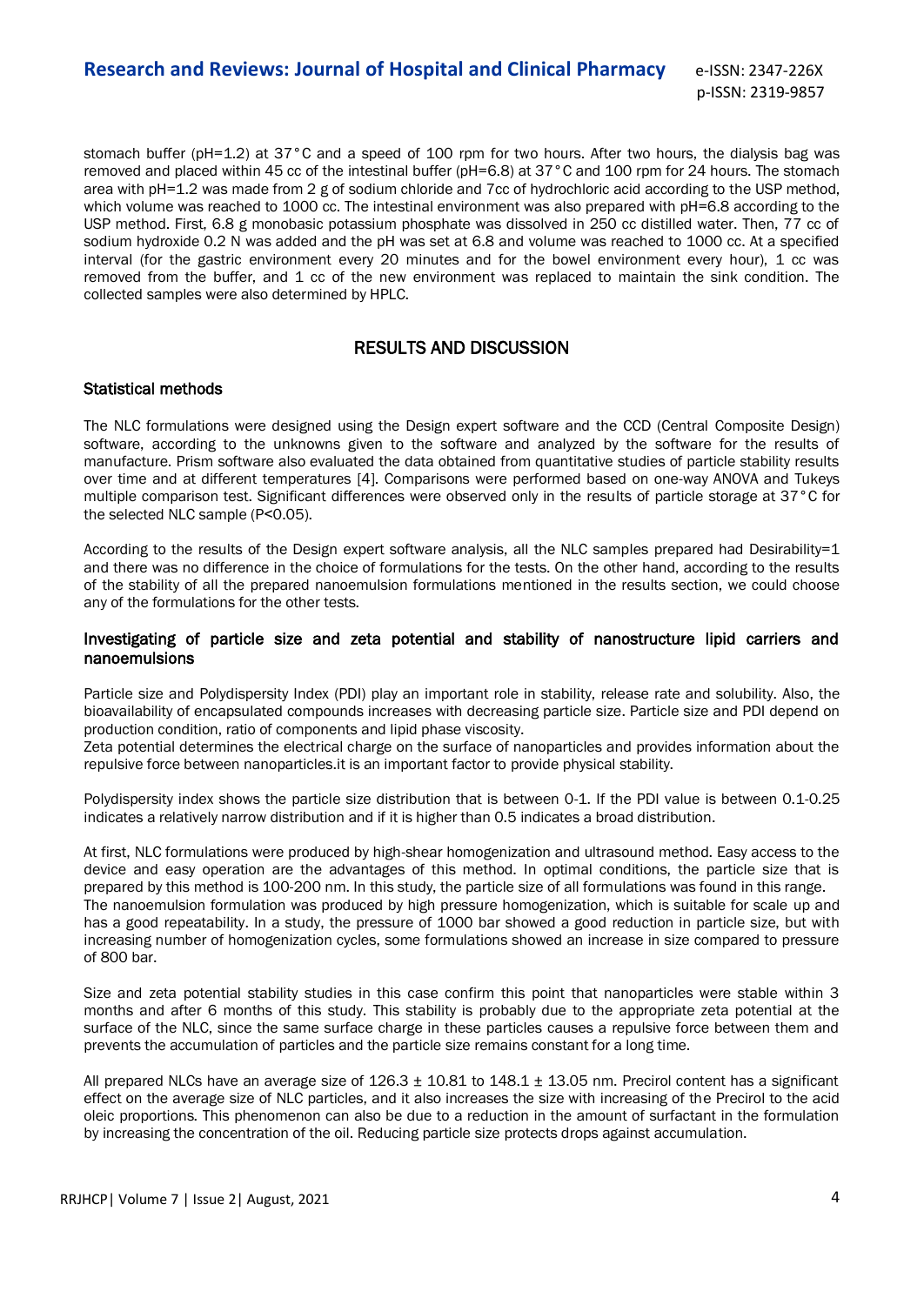stomach buffer (pH=1.2) at 37°C and a speed of 100 rpm for two hours. After two hours, the dialysis bag was removed and placed within 45 cc of the intestinal buffer (pH=6.8) at 37°C and 100 rpm for 24 hours. The stomach area with pH=1.2 was made from 2 g of sodium chloride and 7cc of hydrochloric acid according to the USP method, which volume was reached to 1000 cc. The intestinal environment was also prepared with pH=6.8 according to the USP method. First, 6.8 g monobasic potassium phosphate was dissolved in 250 cc distilled water. Then, 77 cc of sodium hydroxide 0.2 N was added and the pH was set at 6.8 and volume was reached to 1000 cc. At a specified interval (for the gastric environment every 20 minutes and for the bowel environment every hour), 1 cc was removed from the buffer, and 1 cc of the new environment was replaced to maintain the sink condition. The collected samples were also determined by HPLC.

## RESULTS AND DISCUSSION

### Statistical methods

The NLC formulations were designed using the Design expert software and the CCD (Central Composite Design) software, according to the unknowns given to the software and analyzed by the software for the results of manufacture. Prism software also evaluated the data obtained from quantitative studies of particle stability results over time and at different temperatures [4]. Comparisons were performed based on one-way ANOVA and Tukeys multiple comparison test. Significant differences were observed only in the results of particle storage at 37°C for the selected NLC sample ($P<0.05$).

According to the results of the Design expert software analysis, all the NLC samples prepared had Desirability=1 and there was no difference in the choice of formulations for the tests. On the other hand, according to the results of the stability of all the prepared nanoemulsion formulations mentioned in the results section, we could choose any of the formulations for the other tests.

### Investigating of particle size and zeta potential and stability of nanostructure lipid carriers and nanoemulsions

Particle size and Polydispersity Index (PDI) play an important role in stability, release rate and solubility. Also, the bioavailability of encapsulated compounds increases with decreasing particle size. Particle size and PDI depend on production condition, ratio of components and lipid phase viscosity.
Zeta potential determines the electrical charge on the surface of nanoparticles and provides information about the repulsive force between nanoparticles.it is an important factor to provide physical stability.

Polydispersity index shows the particle size distribution that is between 0-1. If the PDI value is between 0.1-0.25 indicates a relatively narrow distribution and if it is higher than 0.5 indicates a broad distribution.

At first, NLC formulations were produced by high-shear homogenization and ultrasound method. Easy access to the device and easy operation are the advantages of this method. In optimal conditions, the particle size that is prepared by this method is 100-200 nm. In this study, the particle size of all formulations was found in this range.
The nanoemulsion formulation was produced by high pressure homogenization, which is suitable for scale up and has a good repeatability. In a study, the pressure of 1000 bar showed a good reduction in particle size, but with increasing number of homogenization cycles, some formulations showed an increase in size compared to pressure of 800 bar.

Size and zeta potential stability studies in this case confirm this point that nanoparticles were stable within 3 months and after 6 months of this study. This stability is probably due to the appropriate zeta potential at the surface of the NLC, since the same surface charge in these particles causes a repulsive force between them and prevents the accumulation of particles and the particle size remains constant for a long time.

All prepared NLCs have an average size of 126.3 ± 10.81 to 148.1 ± 13.05 nm. Precirol content has a significant effect on the average size of NLC particles, and it also increases the size with increasing of the Precirol to the acid oleic proportions. This phenomenon can also be due to a reduction in the amount of surfactant in the formulation by increasing the concentration of the oil. Reducing particle size protects drops against accumulation.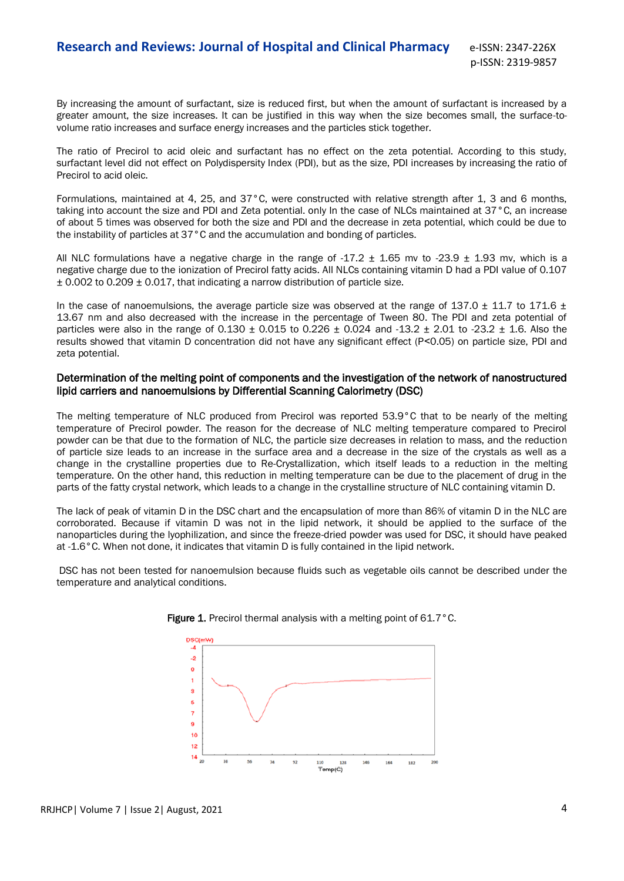By increasing the amount of surfactant, size is reduced first, but when the amount of surfactant is increased by a greater amount, the size increases. It can be justified in this way when the size becomes small, the surface-to-volume ratio increases and surface energy increases and the particles stick together.

The ratio of Precirol to acid oleic and surfactant has no effect on the zeta potential. According to this study, surfactant level did not effect on Polydispersity Index (PDI), but as the size, PDI increases by increasing the ratio of Precirol to acid oleic.

Formulations, maintained at 4, 25, and 37°C, were constructed with relative strength after 1, 3 and 6 months, taking into account the size and PDI and Zeta potential. only In the case of NLCs maintained at 37°C, an increase of about 5 times was observed for both the size and PDI and the decrease in zeta potential, which could be due to the instability of particles at 37°C and the accumulation and bonding of particles.

All NLC formulations have a negative charge in the range of -17.2 ± 1.65 mv to -23.9 ± 1.93 mv, which is a negative charge due to the ionization of Precirol fatty acids. All NLCs containing vitamin D had a PDI value of 0.107 ± 0.002 to 0.209 ± 0.017, that indicating a narrow distribution of particle size.

In the case of nanoemulsions, the average particle size was observed at the range of 137.0 ± 11.7 to 171.6 ± 13.67 nm and also decreased with the increase in the percentage of Tween 80. The PDI and zeta potential of particles were also in the range of 0.130 ± 0.015 to 0.226 ± 0.024 and -13.2 ± 2.01 to -23.2 ± 1.6. Also the results showed that vitamin D concentration did not have any significant effect ($P<0.05$) on particle size, PDI and zeta potential.

## Determination of the melting point of components and the investigation of the network of nanostructured lipid carriers and nanoemulsions by Differential Scanning Calorimetry (DSC)

The melting temperature of NLC produced from Precirol was reported 53.9°C that to be nearly of the melting temperature of Precirol powder. The reason for the decrease of NLC melting temperature compared to Precirol powder can be that due to the formation of NLC, the particle size decreases in relation to mass, and the reduction of particle size leads to an increase in the surface area and a decrease in the size of the crystals as well as a change in the crystalline properties due to Re-Crystallization, which itself leads to a reduction in the melting temperature. On the other hand, this reduction in melting temperature can be due to the placement of drug in the parts of the fatty crystal network, which leads to a change in the crystalline structure of NLC containing vitamin D.

The lack of peak of vitamin D in the DSC chart and the encapsulation of more than 86% of vitamin D in the NLC are corroborated. Because if vitamin D was not in the lipid network, it should be applied to the surface of the nanoparticles during the lyophilization, and since the freeze-dried powder was used for DSC, it should have peaked at -1.6°C. When not done, it indicates that vitamin D is fully contained in the lipid network.

DSC has not been tested for nanoemulsion because fluids such as vegetable oils cannot be described under the temperature and analytical conditions.

**Figure 1.** Precirol thermal analysis with a melting point of 61.7°C.

DSC(mW)
-4
-2
0
1
3
5
7
9
10
12
14
20
38
56
74
92
110
128
146
164
182
200
Temp(C)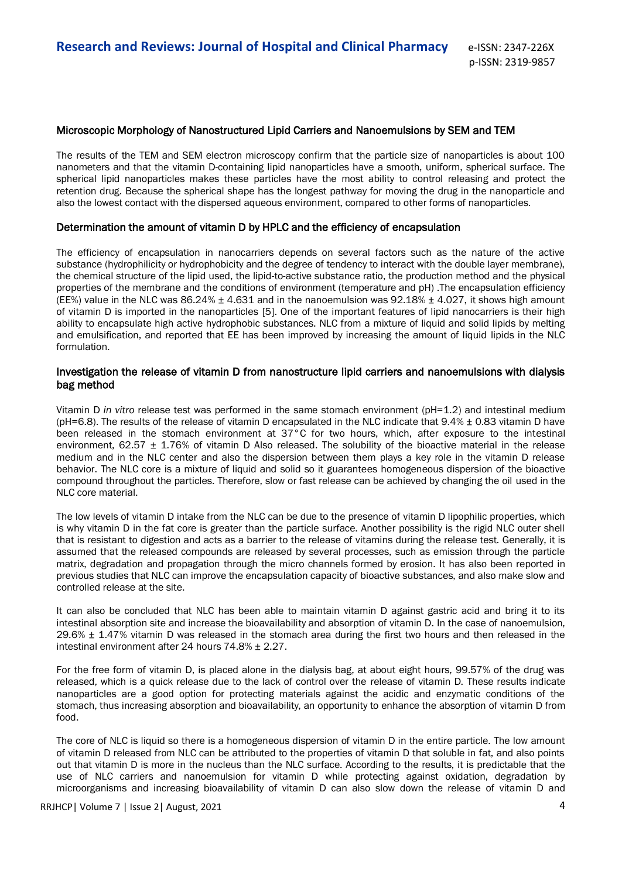### Microscopic Morphology of Nanostructured Lipid Carriers and Nanoemulsions by SEM and TEM

The results of the TEM and SEM electron microscopy confirm that the particle size of nanoparticles is about 100 nanometers and that the vitamin D-containing lipid nanoparticles have a smooth, uniform, spherical surface. The spherical lipid nanoparticles makes these particles have the most ability to control releasing and protect the retention drug. Because the spherical shape has the longest pathway for moving the drug in the nanoparticle and also the lowest contact with the dispersed aqueous environment, compared to other forms of nanoparticles.

### Determination the amount of vitamin D by HPLC and the efficiency of encapsulation

The efficiency of encapsulation in nanocarriers depends on several factors such as the nature of the active substance (hydrophilicity or hydrophobicity and the degree of tendency to interact with the double layer membrane), the chemical structure of the lipid used, the lipid-to-active substance ratio, the production method and the physical properties of the membrane and the conditions of environment (temperature and pH) .The encapsulation efficiency (EE%) value in the NLC was 86.24% ± 4.631 and in the nanoemulsion was 92.18% ± 4.027, it shows high amount of vitamin D is imported in the nanoparticles [5]. One of the important features of lipid nanocarriers is their high ability to encapsulate high active hydrophobic substances. NLC from a mixture of liquid and solid lipids by melting and emulsification, and reported that EE has been improved by increasing the amount of liquid lipids in the NLC formulation.

### Investigation the release of vitamin D from nanostructure lipid carriers and nanoemulsions with dialysis bag method

Vitamin D *in vitro* release test was performed in the same stomach environment (pH=1.2) and intestinal medium (pH=6.8). The results of the release of vitamin D encapsulated in the NLC indicate that 9.4% ± 0.83 vitamin D have been released in the stomach environment at 37°C for two hours, which, after exposure to the intestinal environment, 62.57 ± 1.76% of vitamin D Also released. The solubility of the bioactive material in the release medium and in the NLC center and also the dispersion between them plays a key role in the vitamin D release behavior. The NLC core is a mixture of liquid and solid so it guarantees homogeneous dispersion of the bioactive compound throughout the particles. Therefore, slow or fast release can be achieved by changing the oil used in the NLC core material.

The low levels of vitamin D intake from the NLC can be due to the presence of vitamin D lipophilic properties, which is why vitamin D in the fat core is greater than the particle surface. Another possibility is the rigid NLC outer shell that is resistant to digestion and acts as a barrier to the release of vitamins during the release test. Generally, it is assumed that the released compounds are released by several processes, such as emission through the particle matrix, degradation and propagation through the micro channels formed by erosion. It has also been reported in previous studies that NLC can improve the encapsulation capacity of bioactive substances, and also make slow and controlled release at the site.

It can also be concluded that NLC has been able to maintain vitamin D against gastric acid and bring it to its intestinal absorption site and increase the bioavailability and absorption of vitamin D. In the case of nanoemulsion, 29.6% ± 1.47% vitamin D was released in the stomach area during the first two hours and then released in the intestinal environment after 24 hours 74.8% ± 2.27.

For the free form of vitamin D, is placed alone in the dialysis bag, at about eight hours, 99.57% of the drug was released, which is a quick release due to the lack of control over the release of vitamin D. These results indicate nanoparticles are a good option for protecting materials against the acidic and enzymatic conditions of the stomach, thus increasing absorption and bioavailability, an opportunity to enhance the absorption of vitamin D from food.

The core of NLC is liquid so there is a homogeneous dispersion of vitamin D in the entire particle. The low amount of vitamin D released from NLC can be attributed to the properties of vitamin D that soluble in fat, and also points out that vitamin D is more in the nucleus than the NLC surface. According to the results, it is predictable that the use of NLC carriers and nanoemulsion for vitamin D while protecting against oxidation, degradation by microorganisms and increasing bioavailability of vitamin D can also slow down the release of vitamin D and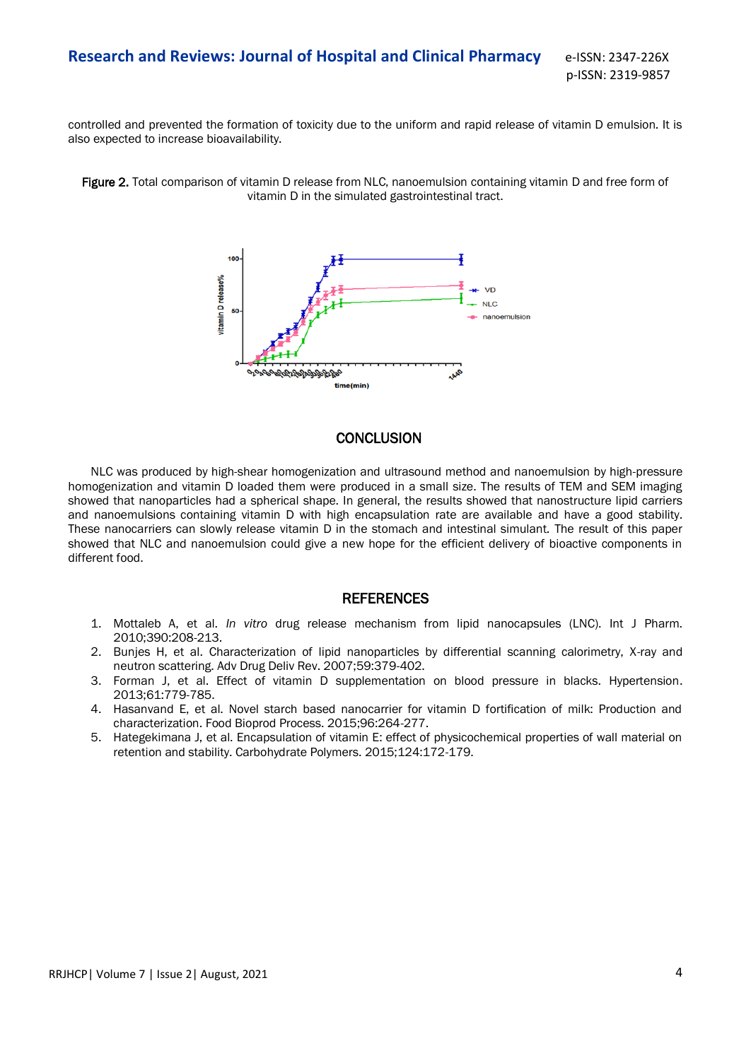controlled and prevented the formation of toxicity due to the uniform and rapid release of vitamin D emulsion. It is also expected to increase bioavailability.

**Figure 2.** Total comparison of vitamin D release from NLC, nanoemulsion containing vitamin D and free form of vitamin D in the simulated gastrointestinal tract.

vitamin D release%

100

50

0

time(min)

1440

VD

NLC

nanoemulsion

## CONCLUSION

NLC was produced by high-shear homogenization and ultrasound method and nanoemulsion by high-pressure homogenization and vitamin D loaded them were produced in a small size. The results of TEM and SEM imaging showed that nanoparticles had a spherical shape. In general, the results showed that nanostructure lipid carriers and nanoemulsions containing vitamin D with high encapsulation rate are available and have a good stability. These nanocarriers can slowly release vitamin D in the stomach and intestinal simulant. The result of this paper showed that NLC and nanoemulsion could give a new hope for the efficient delivery of bioactive components in different food.

## REFERENCES

1. Mottaleb A, et al. *In vitro* drug release mechanism from lipid nanocapsules (LNC). Int J Pharm. 2010;390:208-213.
2. Bunjes H, et al. Characterization of lipid nanoparticles by differential scanning calorimetry, X-ray and neutron scattering. Adv Drug Deliv Rev. 2007;59:379-402.
3. Forman J, et al. Effect of vitamin D supplementation on blood pressure in blacks. Hypertension. 2013;61:779-785.
4. Hasanvand E, et al. Novel starch based nanocarrier for vitamin D fortification of milk: Production and characterization. Food Bioprod Process. 2015;96:264-277.
5. Hategekimana J, et al. Encapsulation of vitamin E: effect of physicochemical properties of wall material on retention and stability. Carbohydrate Polymers. 2015;124:172-179.